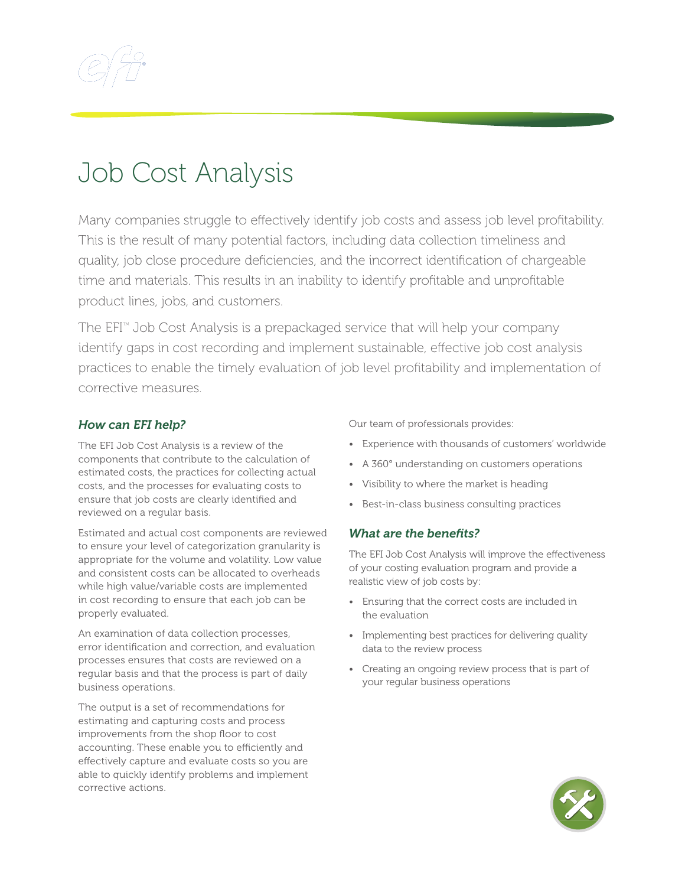# Job Cost Analysis

Many companies struggle to effectively identify job costs and assess job level profitability. This is the result of many potential factors, including data collection timeliness and quality, job close procedure deficiencies, and the incorrect identification of chargeable time and materials. This results in an inability to identify profitable and unprofitable product lines, jobs, and customers.

The EFI™ Job Cost Analysis is a prepackaged service that will help your company identify gaps in cost recording and implement sustainable, effective job cost analysis practices to enable the timely evaluation of job level profitability and implementation of corrective measures.

## *How can EFI help?*

The EFI Job Cost Analysis is a review of the components that contribute to the calculation of estimated costs, the practices for collecting actual costs, and the processes for evaluating costs to ensure that job costs are clearly identified and reviewed on a regular basis.

Estimated and actual cost components are reviewed to ensure your level of categorization granularity is appropriate for the volume and volatility. Low value and consistent costs can be allocated to overheads while high value/variable costs are implemented in cost recording to ensure that each job can be properly evaluated.

An examination of data collection processes, error identification and correction, and evaluation processes ensures that costs are reviewed on a regular basis and that the process is part of daily business operations.

The output is a set of recommendations for estimating and capturing costs and process improvements from the shop floor to cost accounting. These enable you to efficiently and effectively capture and evaluate costs so you are able to quickly identify problems and implement corrective actions.

Our team of professionals provides:

- Experience with thousands of customers' worldwide
- A 360° understanding on customers operations
- Visibility to where the market is heading
- Best-in-class business consulting practices

## *What are the benefits?*

The EFI Job Cost Analysis will improve the effectiveness of your costing evaluation program and provide a realistic view of job costs by:

- Ensuring that the correct costs are included in the evaluation
- Implementing best practices for delivering quality data to the review process
- Creating an ongoing review process that is part of your regular business operations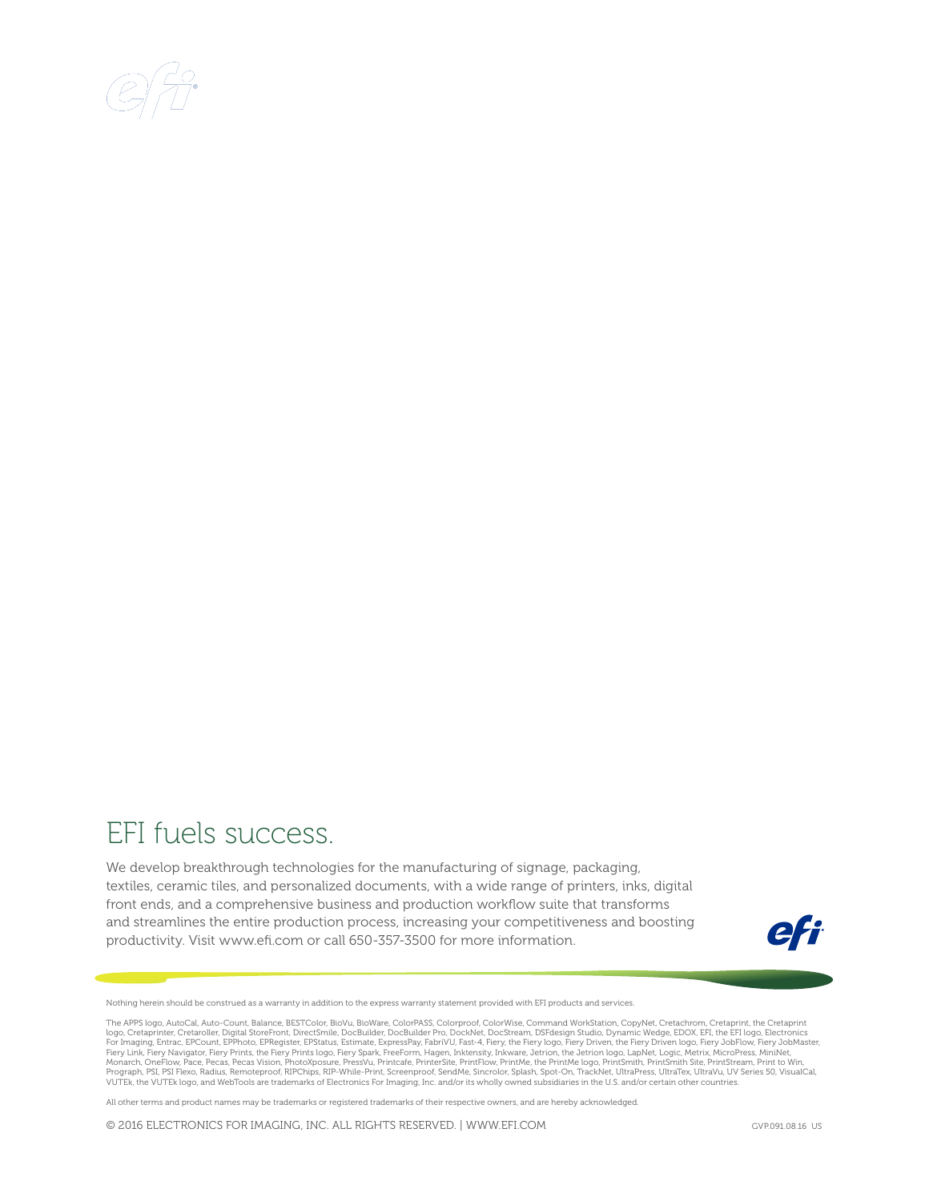# EFI fuels success.

We develop breakthrough technologies for the manufacturing of signage, packaging, textiles, ceramic tiles, and personalized documents, with a wide range of printers, inks, digital front ends, and a comprehensive business and production workflow suite that transforms and streamlines the entire production process, increasing your competitiveness and boosting productivity. Visit www.efi.com or call 650-357-3500 for more information.

Nothing herein should be construed as a warranty in addition to the express warranty statement provided with EFI products and services.

The APPS logo, AutoCal, Auto-Count, Balance, BESTColor, BioVu, BioWare, ColorPASS, Colorproof, ColorWise, Command WorkStation, CopyNet, Cretachrom, Cretaprint, the Cretaprint logo, Cretaprinter, Cretaroller, Digital StoreFront, DirectSmile, DocBuilder, DocBuilder Pro, DockNet, DocStream, DSFdesign Studio, Dynamic Wedge, EDOX, EFI, the EFI logo, Electronics For Imaging, Entrac, EPCount, EPPhoto, EPRegister, EPStatus, Estimate, ExpressPay, FabriVU, Fast-4, Fiery, the Fiery logo, Fiery Driven, the Fiery Driven logo, Fiery JobFlow, Fiery JobMaster, Fiery Link, Fiery Navigator, Fiery Prints, the Fiery Prints logo, Fiery Spark, FreeForm, Hagen, Inktensity, Inkware, Jetrion, the Jetrion logo, LapNet, Logic, Metrix, MicroPress, MiniNet, Monarch, OneFlow, Pace, Pecas, Pecas Vision, PhotoXposure, PressVu, Printcafe, PrinterSite, PrintFlow, PrintMe, the PrintMe logo, PrintSmith, PrintSmith Site, PrintStream, Print to Win, Prograph, PSI, PSI Flexo, Radius, Remoteproof, RIPChips, RIP-While-Print, Screenproof, SendMe, Sincrolor, Splash, Spot-On, TrackNet, UltraPress, UltraTex, UltraVu, UV Series 50, VisualCal, VUTEk, the VUTEk logo, and WebTools are trademarks of Electronics For Imaging, Inc. and/or its wholly owned subsidiaries in the U.S. and/or certain other countries.

All other terms and product names may be trademarks or registered trademarks of their respective owners, and are hereby acknowledged.

© 2016 ELECTRONICS FOR IMAGING, INC. ALL RIGHTS RESERVED. | WWW.EFI.COM

GVP.091.08.16 US